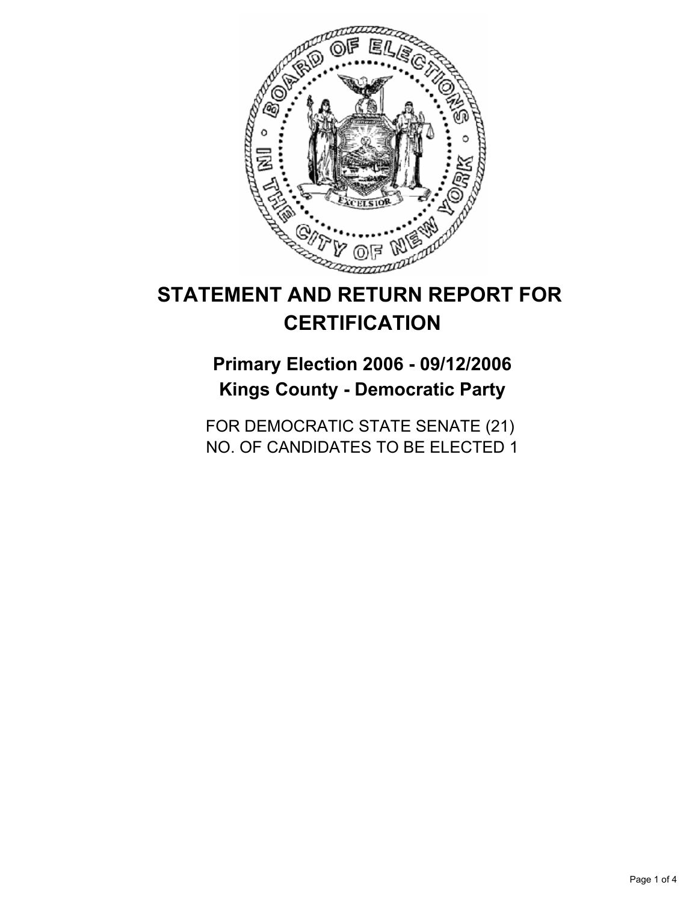# STATEMENT AND RETURN REPORT FOR CERTIFICATION

## Primary Election 2006 - 09/12/2006
## Kings County - Democratic Party

FOR DEMOCRATIC STATE SENATE (21)
NO. OF CANDIDATES TO BE ELECTED 1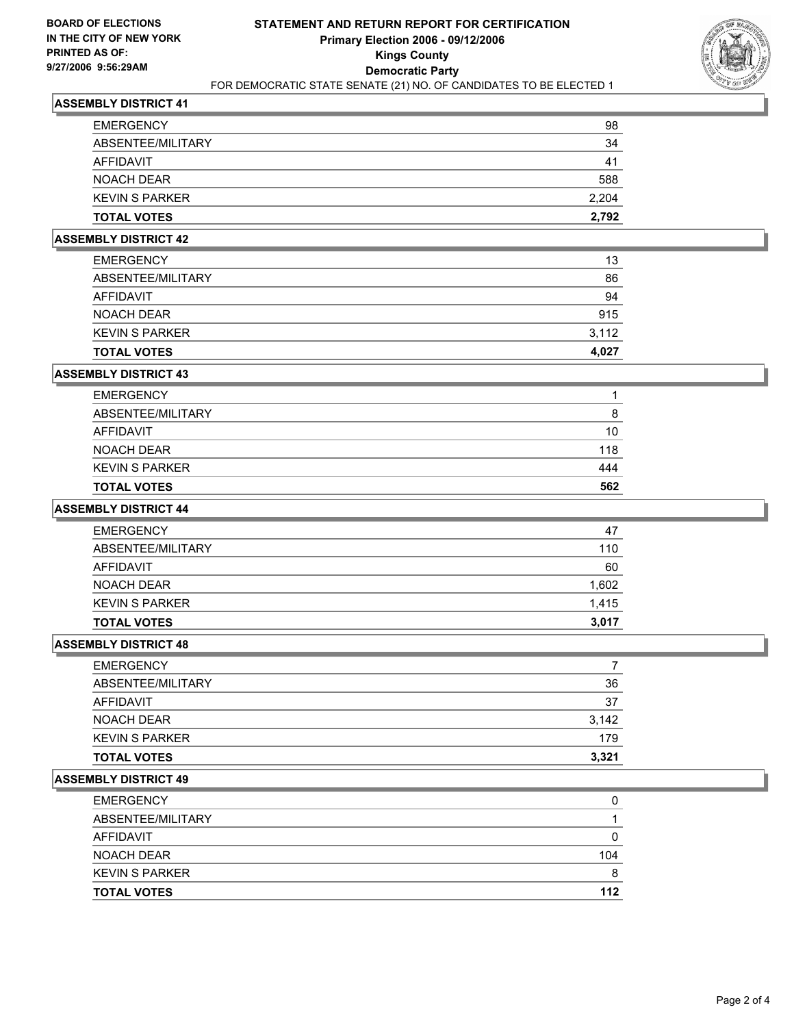BOARD OF ELECTIONS
IN THE CITY OF NEW YORK
PRINTED AS OF:
9/27/2006 9:56:29AM

# STATEMENT AND RETURN REPORT FOR CERTIFICATION
## Primary Election 2006 - 09/12/2006
## Kings County
## Democratic Party
FOR DEMOCRATIC STATE SENATE (21) NO. OF CANDIDATES TO BE ELECTED 1

### ASSEMBLY DISTRICT 41

| | |
|---|---|
| EMERGENCY | 98 |
| ABSENTEE/MILITARY | 34 |
| AFFIDAVIT | 41 |
| NOACH DEAR | 588 |
| KEVIN S PARKER | 2,204 |
| **TOTAL VOTES** | **2,792** |

### ASSEMBLY DISTRICT 42

| | |
|---|---|
| EMERGENCY | 13 |
| ABSENTEE/MILITARY | 86 |
| AFFIDAVIT | 94 |
| NOACH DEAR | 915 |
| KEVIN S PARKER | 3,112 |
| **TOTAL VOTES** | **4,027** |

### ASSEMBLY DISTRICT 43

| | |
|---|---|
| EMERGENCY | 1 |
| ABSENTEE/MILITARY | 8 |
| AFFIDAVIT | 10 |
| NOACH DEAR | 118 |
| KEVIN S PARKER | 444 |
| **TOTAL VOTES** | **562** |

### ASSEMBLY DISTRICT 44

| | |
|---|---|
| EMERGENCY | 47 |
| ABSENTEE/MILITARY | 110 |
| AFFIDAVIT | 60 |
| NOACH DEAR | 1,602 |
| KEVIN S PARKER | 1,415 |
| **TOTAL VOTES** | **3,017** |

### ASSEMBLY DISTRICT 48

| | |
|---|---|
| EMERGENCY | 7 |
| ABSENTEE/MILITARY | 36 |
| AFFIDAVIT | 37 |
| NOACH DEAR | 3,142 |
| KEVIN S PARKER | 179 |
| **TOTAL VOTES** | **3,321** |

### ASSEMBLY DISTRICT 49

| | |
|---|---|
| EMERGENCY | 0 |
| ABSENTEE/MILITARY | 1 |
| AFFIDAVIT | 0 |
| NOACH DEAR | 104 |
| KEVIN S PARKER | 8 |
| **TOTAL VOTES** | **112** |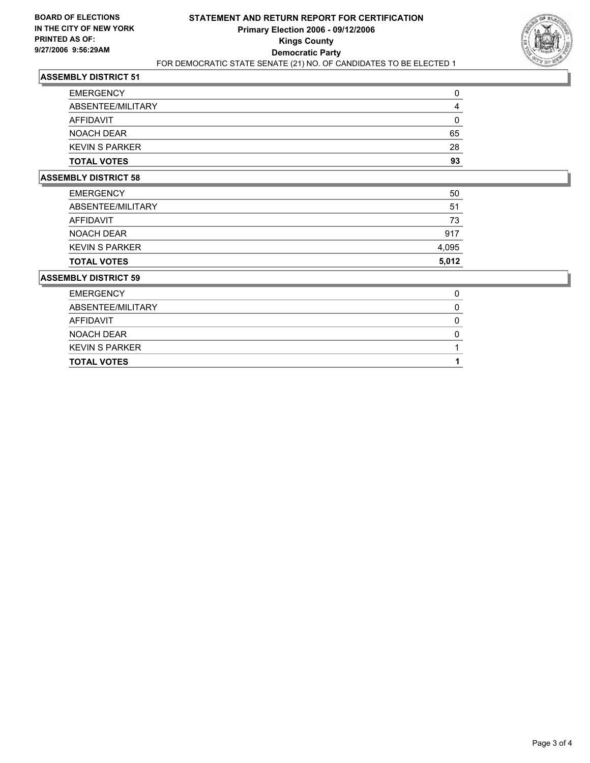**BOARD OF ELECTIONS IN THE CITY OF NEW YORK PRINTED AS OF: 9/27/2006 9:56:29AM**

# STATEMENT AND RETURN REPORT FOR CERTIFICATION
## Primary Election 2006 - 09/12/2006
## Kings County
## Democratic Party

FOR DEMOCRATIC STATE SENATE (21) NO. OF CANDIDATES TO BE ELECTED 1

### ASSEMBLY DISTRICT 51

| | |
|---|---|
| EMERGENCY | 0 |
| ABSENTEE/MILITARY | 4 |
| AFFIDAVIT | 0 |
| NOACH DEAR | 65 |
| KEVIN S PARKER | 28 |
| **TOTAL VOTES** | **93** |

### ASSEMBLY DISTRICT 58

| | |
|---|---|
| EMERGENCY | 50 |
| ABSENTEE/MILITARY | 51 |
| AFFIDAVIT | 73 |
| NOACH DEAR | 917 |
| KEVIN S PARKER | 4,095 |
| **TOTAL VOTES** | **5,012** |

### ASSEMBLY DISTRICT 59

| | |
|---|---|
| EMERGENCY | 0 |
| ABSENTEE/MILITARY | 0 |
| AFFIDAVIT | 0 |
| NOACH DEAR | 0 |
| KEVIN S PARKER | 1 |
| **TOTAL VOTES** | **1** |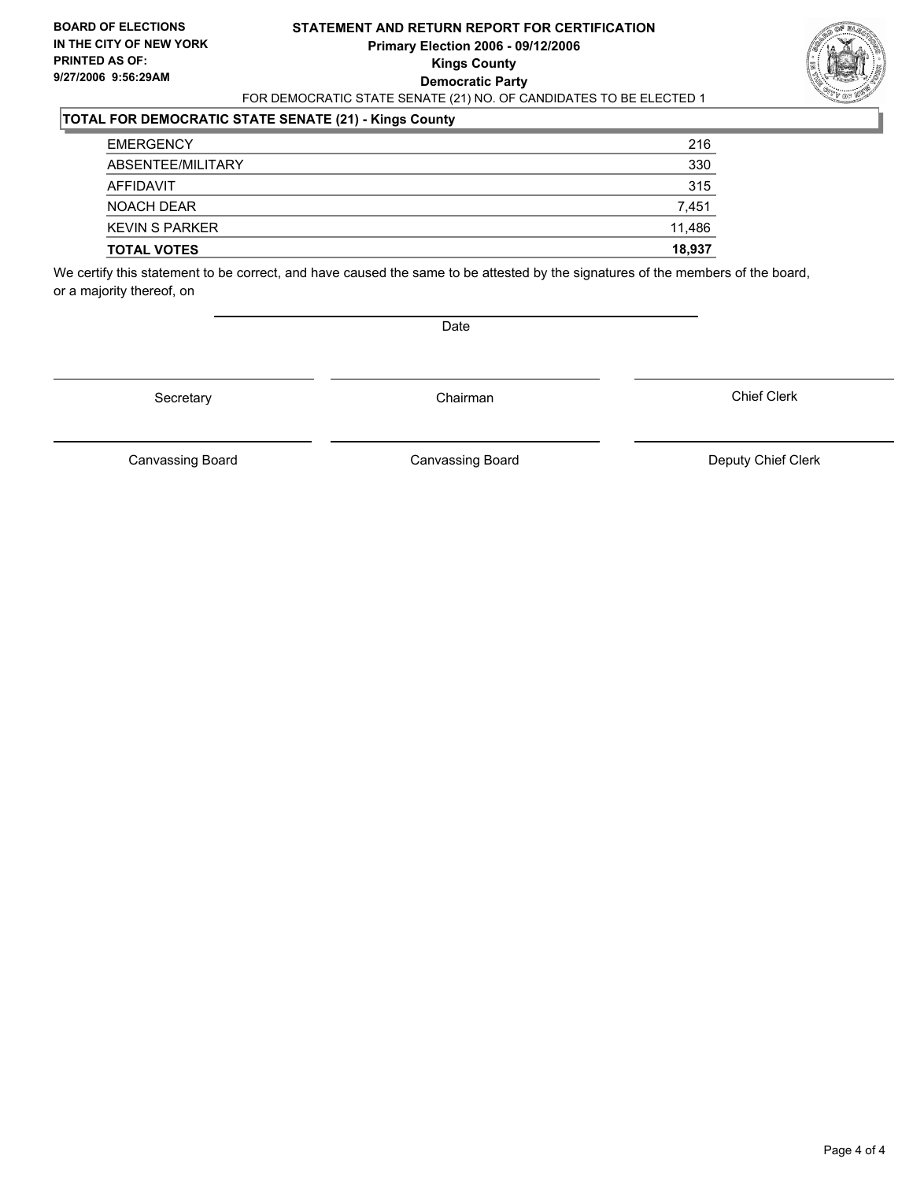**BOARD OF ELECTIONS IN THE CITY OF NEW YORK**
**PRINTED AS OF: 9/27/2006 9:56:29AM**

**STATEMENT AND RETURN REPORT FOR CERTIFICATION**
**Primary Election 2006 - 09/12/2006**
**Kings County**
**Democratic Party**
FOR DEMOCRATIC STATE SENATE (21) NO. OF CANDIDATES TO BE ELECTED 1

**TOTAL FOR DEMOCRATIC STATE SENATE (21) - Kings County**

| | |
|---|---|
| EMERGENCY | 216 |
| ABSENTEE/MILITARY | 330 |
| AFFIDAVIT | 315 |
| NOACH DEAR | 7,451 |
| KEVIN S PARKER | 11,486 |
| **TOTAL VOTES** | **18,937** |

We certify this statement to be correct, and have caused the same to be attested by the signatures of the members of the board, or a majority thereof, on

Date

Secretary

Chairman

Chief Clerk

Canvassing Board

Canvassing Board

Deputy Chief Clerk